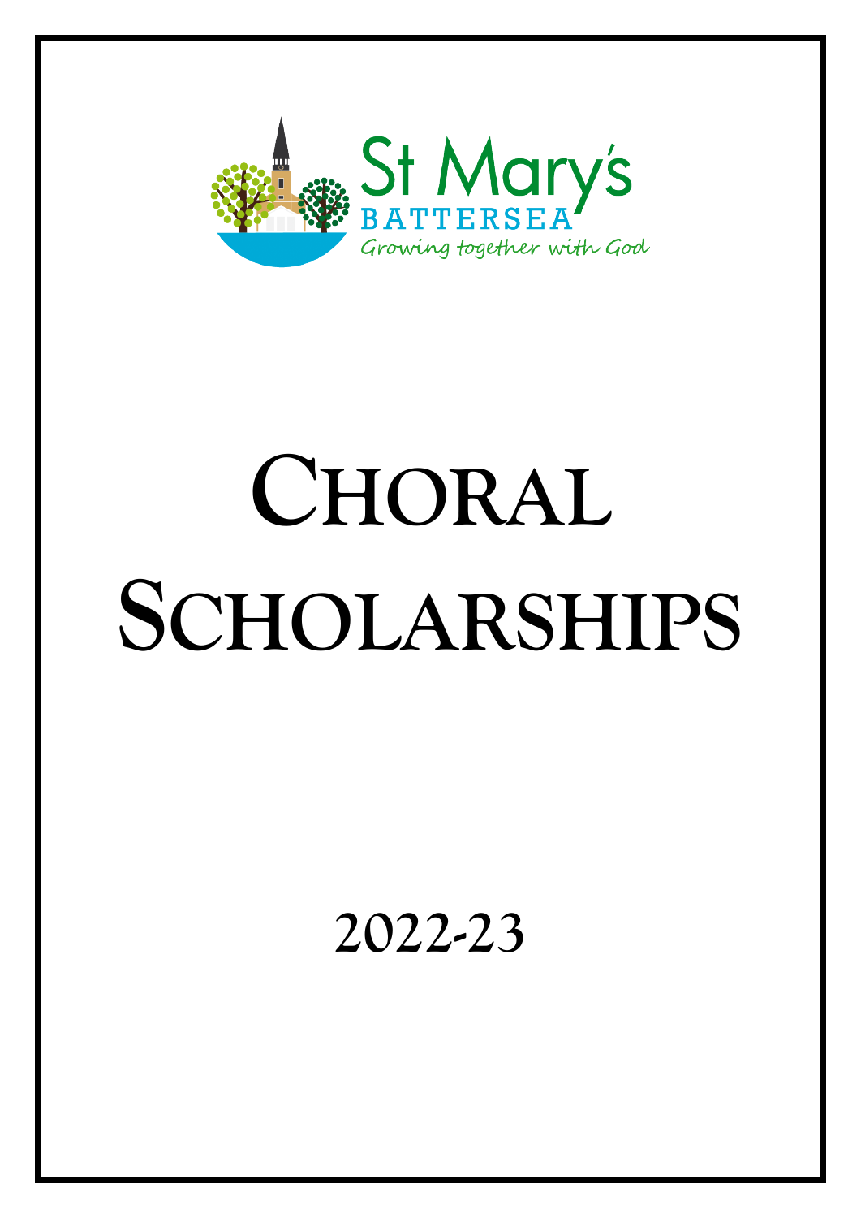St Mary's
BATTERSEA
Growing together with God

# CHORAL SCHOLARSHIPS

## 2022-23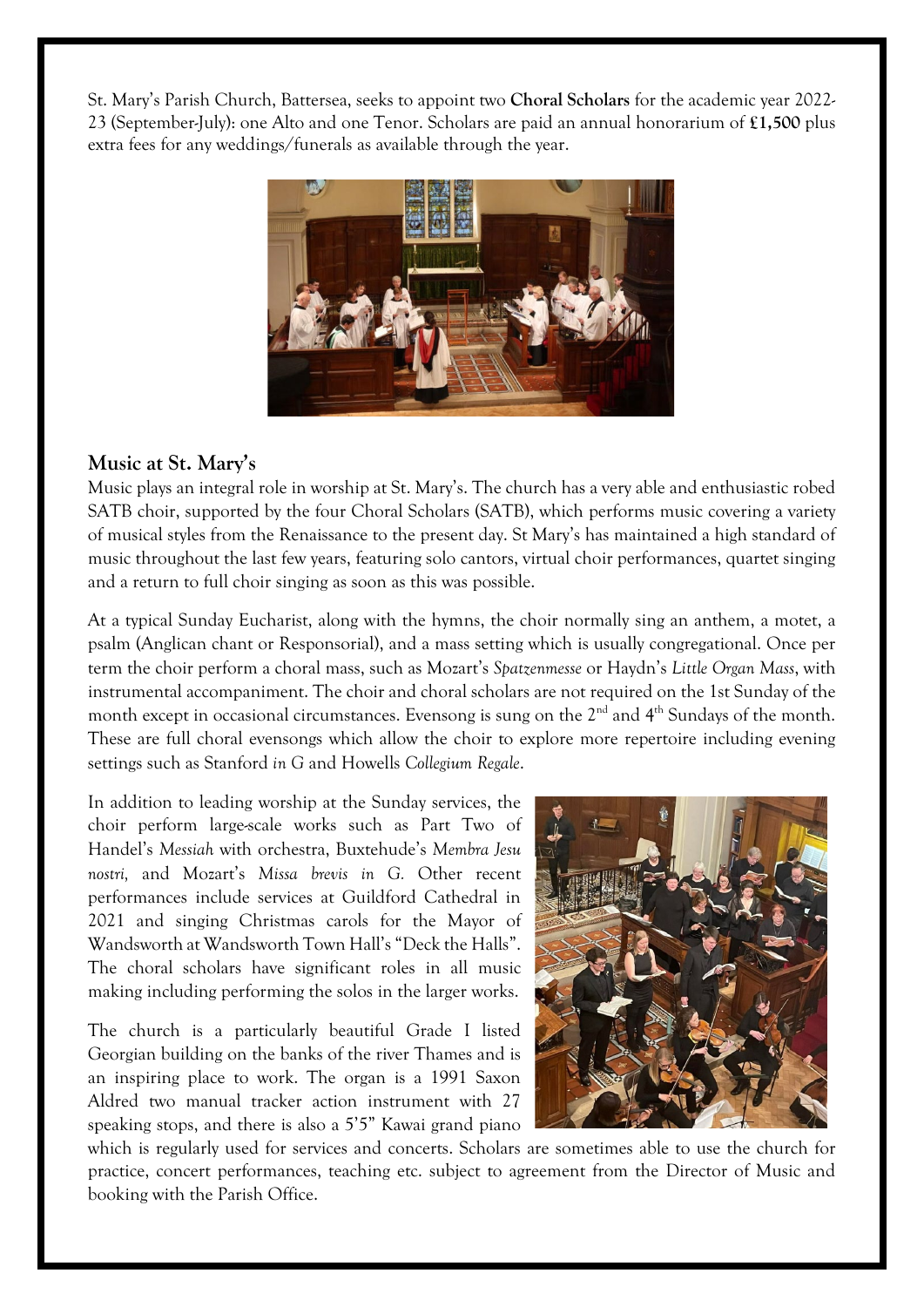St. Mary's Parish Church, Battersea, seeks to appoint two **Choral Scholars** for the academic year 2022-23 (September-July): one Alto and one Tenor. Scholars are paid an annual honorarium of **£1,500** plus extra fees for any weddings/funerals as available through the year.

## Music at St. Mary's

Music plays an integral role in worship at St. Mary's. The church has a very able and enthusiastic robed SATB choir, supported by the four Choral Scholars (SATB), which performs music covering a variety of musical styles from the Renaissance to the present day. St Mary's has maintained a high standard of music throughout the last few years, featuring solo cantors, virtual choir performances, quartet singing and a return to full choir singing as soon as this was possible.

At a typical Sunday Eucharist, along with the hymns, the choir normally sing an anthem, a motet, a psalm (Anglican chant or Responsorial), and a mass setting which is usually congregational. Once per term the choir perform a choral mass, such as Mozart's *Spatzenmesse* or Haydn's *Little Organ Mass*, with instrumental accompaniment. The choir and choral scholars are not required on the 1st Sunday of the month except in occasional circumstances. Evensong is sung on the 2nd and 4th Sundays of the month. These are full choral evensongs which allow the choir to explore more repertoire including evening settings such as Stanford *in G* and Howells *Collegium Regale*.

In addition to leading worship at the Sunday services, the choir perform large-scale works such as Part Two of Handel's *Messiah* with orchestra, Buxtehude's *Membra Jesu nostri*, and Mozart's *Missa brevis in G*. Other recent performances include services at Guildford Cathedral in 2021 and singing Christmas carols for the Mayor of Wandsworth at Wandsworth Town Hall's "Deck the Halls". The choral scholars have significant roles in all music making including performing the solos in the larger works.

The church is a particularly beautiful Grade I listed Georgian building on the banks of the river Thames and is an inspiring place to work. The organ is a 1991 Saxon Aldred two manual tracker action instrument with 27 speaking stops, and there is also a 5'5" Kawai grand piano which is regularly used for services and concerts. Scholars are sometimes able to use the church for practice, concert performances, teaching etc. subject to agreement from the Director of Music and booking with the Parish Office.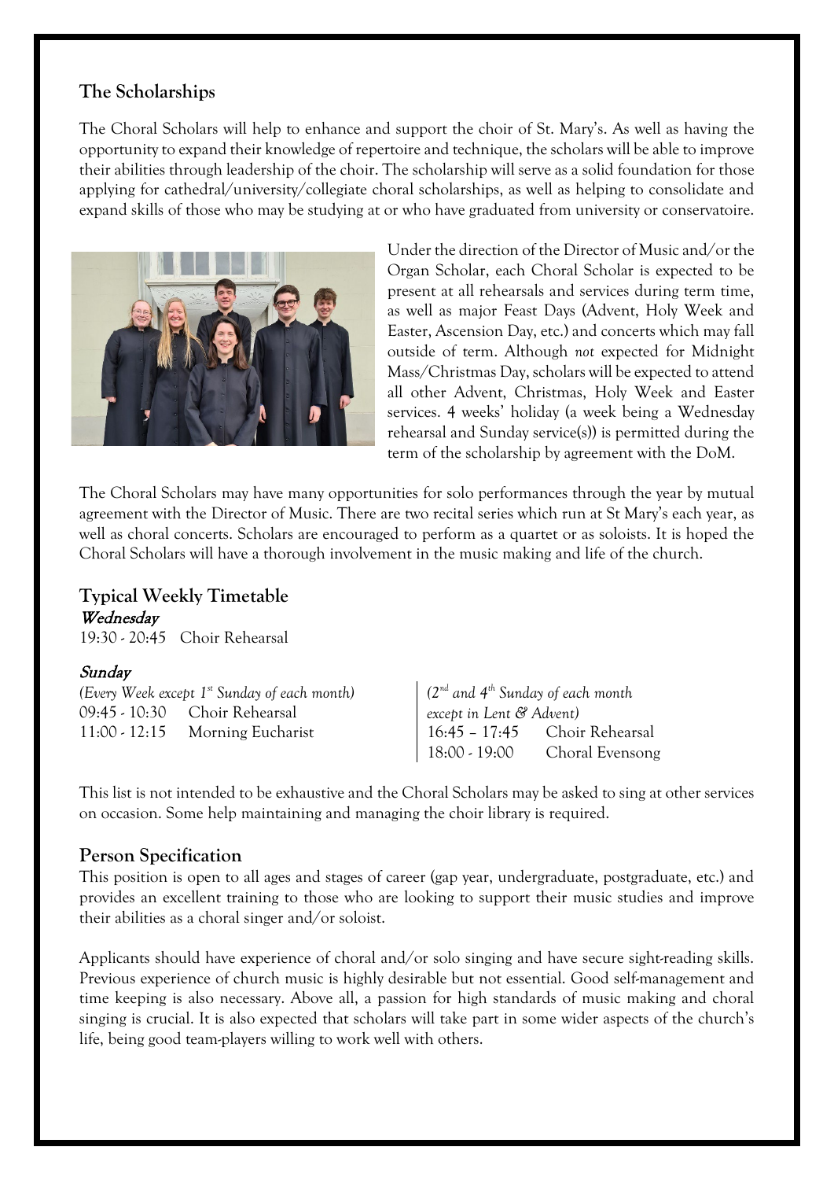## The Scholarships

The Choral Scholars will help to enhance and support the choir of St. Mary's. As well as having the opportunity to expand their knowledge of repertoire and technique, the scholars will be able to improve their abilities through leadership of the choir. The scholarship will serve as a solid foundation for those applying for cathedral/university/collegiate choral scholarships, as well as helping to consolidate and expand skills of those who may be studying at or who have graduated from university or conservatoire.

Under the direction of the Director of Music and/or the Organ Scholar, each Choral Scholar is expected to be present at all rehearsals and services during term time, as well as major Feast Days (Advent, Holy Week and Easter, Ascension Day, etc.) and concerts which may fall outside of term. Although *not* expected for Midnight Mass/Christmas Day, scholars will be expected to attend all other Advent, Christmas, Holy Week and Easter services. 4 weeks' holiday (a week being a Wednesday rehearsal and Sunday service(s)) is permitted during the term of the scholarship by agreement with the DoM.

The Choral Scholars may have many opportunities for solo performances through the year by mutual agreement with the Director of Music. There are two recital series which run at St Mary's each year, as well as choral concerts. Scholars are encouraged to perform as a quartet or as soloists. It is hoped the Choral Scholars will have a thorough involvement in the music making and life of the church.

## Typical Weekly Timetable

### *Wednesday*

19:30 - 20:45 Choir Rehearsal

### *Sunday*

*(Every Week except 1st Sunday of each month)*

09:45 - 10:30 Choir Rehearsal
11:00 - 12:15 Morning Eucharist

*(2nd and 4th Sunday of each month except in Lent & Advent)*

16:45 – 17:45 Choir Rehearsal
18:00 - 19:00 Choral Evensong

This list is not intended to be exhaustive and the Choral Scholars may be asked to sing at other services on occasion. Some help maintaining and managing the choir library is required.

## Person Specification

This position is open to all ages and stages of career (gap year, undergraduate, postgraduate, etc.) and provides an excellent training to those who are looking to support their music studies and improve their abilities as a choral singer and/or soloist.

Applicants should have experience of choral and/or solo singing and have secure sight-reading skills. Previous experience of church music is highly desirable but not essential. Good self-management and time keeping is also necessary. Above all, a passion for high standards of music making and choral singing is crucial. It is also expected that scholars will take part in some wider aspects of the church's life, being good team-players willing to work well with others.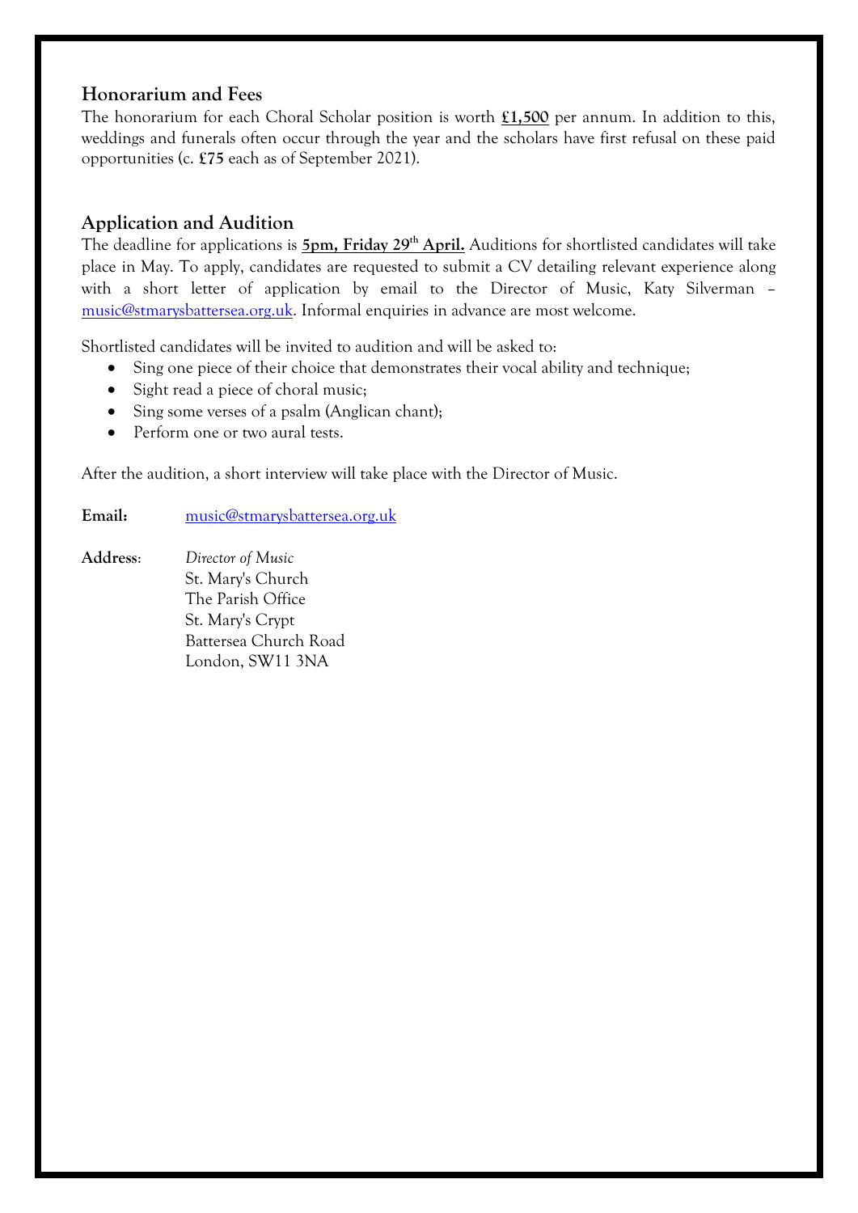## Honorarium and Fees

The honorarium for each Choral Scholar position is worth **£1,500** per annum. In addition to this, weddings and funerals often occur through the year and the scholars have first refusal on these paid opportunities (c. **£75** each as of September 2021).

## Application and Audition

The deadline for applications is **5pm, Friday 29th April.** Auditions for shortlisted candidates will take place in May. To apply, candidates are requested to submit a CV detailing relevant experience along with a short letter of application by email to the Director of Music, Katy Silverman – music@stmarysbattersea.org.uk. Informal enquiries in advance are most welcome.

Shortlisted candidates will be invited to audition and will be asked to:

- Sing one piece of their choice that demonstrates their vocal ability and technique;
- Sight read a piece of choral music;
- Sing some verses of a psalm (Anglican chant);
- Perform one or two aural tests.

After the audition, a short interview will take place with the Director of Music.

**Email:** music@stmarysbattersea.org.uk

**Address:** *Director of Music*
St. Mary's Church
The Parish Office
St. Mary's Crypt
Battersea Church Road
London, SW11 3NA